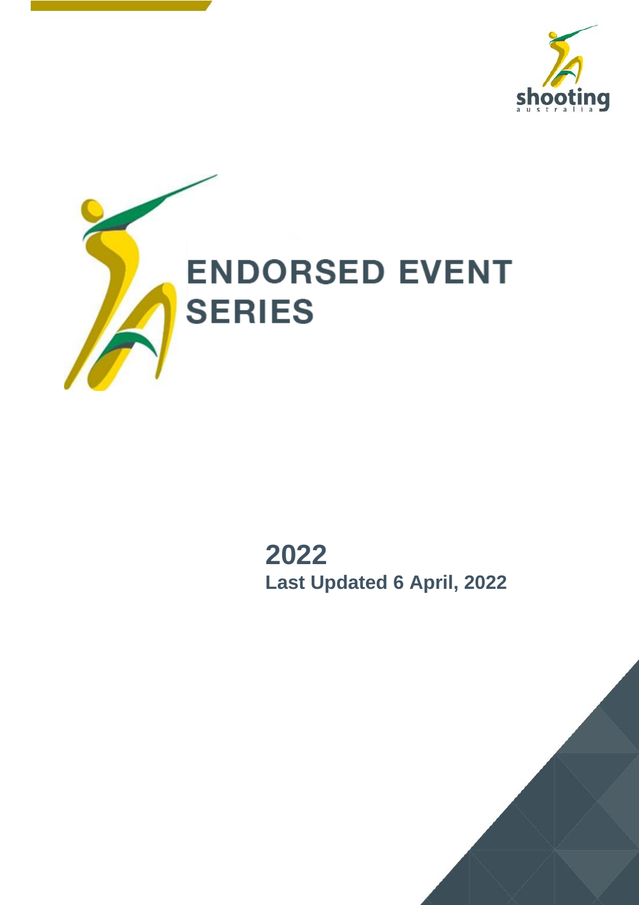# ENDORSED EVENT SERIES

## 2022

**Last Updated 6 April, 2022**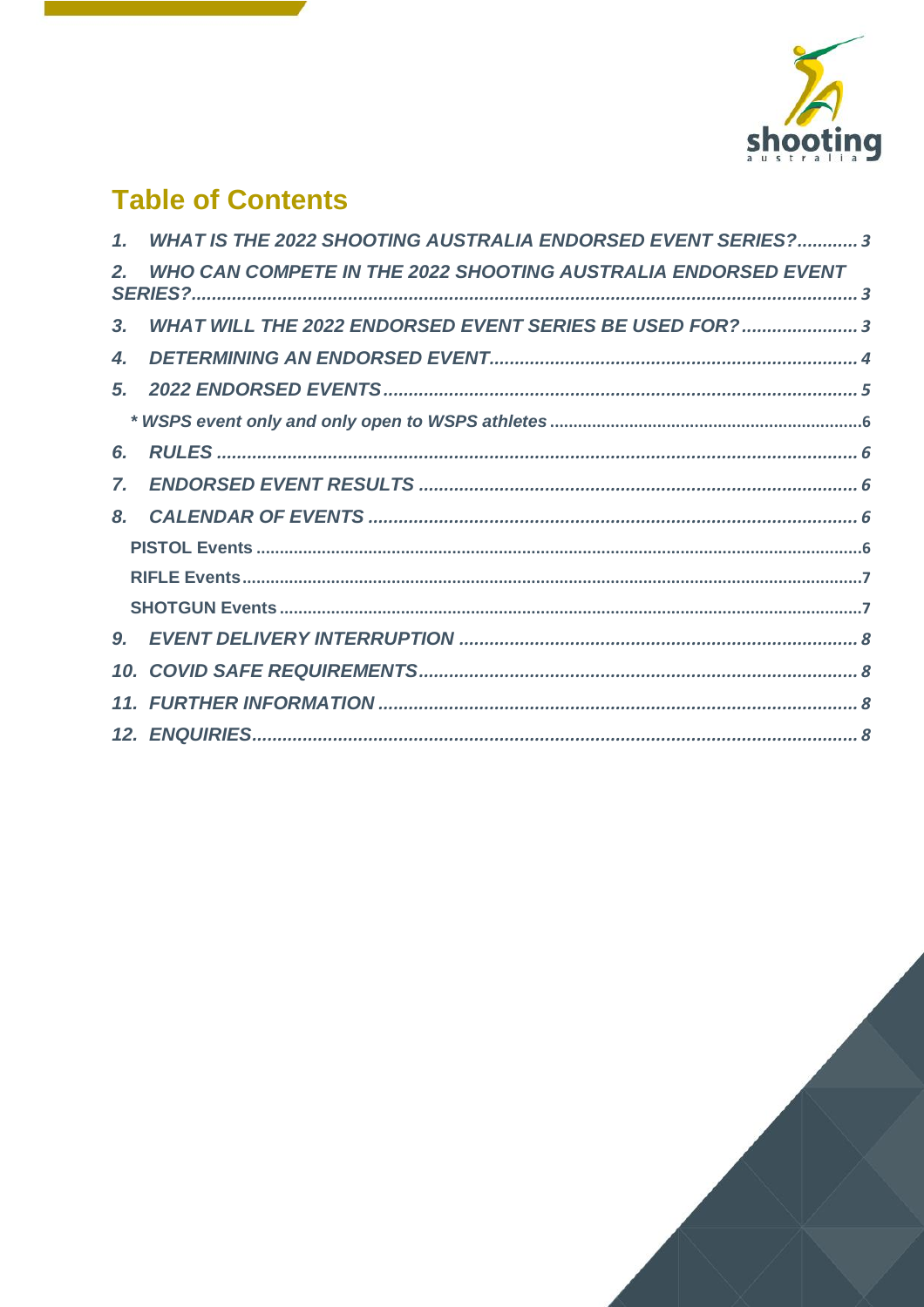# Table of Contents

1. WHAT IS THE 2022 SHOOTING AUSTRALIA ENDORSED EVENT SERIES? ........... 3
2. WHO CAN COMPETE IN THE 2022 SHOOTING AUSTRALIA ENDORSED EVENT SERIES? ........... 3
3. WHAT WILL THE 2022 ENDORSED EVENT SERIES BE USED FOR? ........... 3
4. DETERMINING AN ENDORSED EVENT ........... 4
5. 2022 ENDORSED EVENTS ........... 5
   - * WSPS event only and only open to WSPS athletes ........... 6
6. RULES ........... 6
7. ENDORSED EVENT RESULTS ........... 6
8. CALENDAR OF EVENTS ........... 6
   - PISTOL Events ........... 6
   - RIFLE Events ........... 7
   - SHOTGUN Events ........... 7
9. EVENT DELIVERY INTERRUPTION ........... 8
10. COVID SAFE REQUIREMENTS ........... 8
11. FURTHER INFORMATION ........... 8
12. ENQUIRIES ........... 8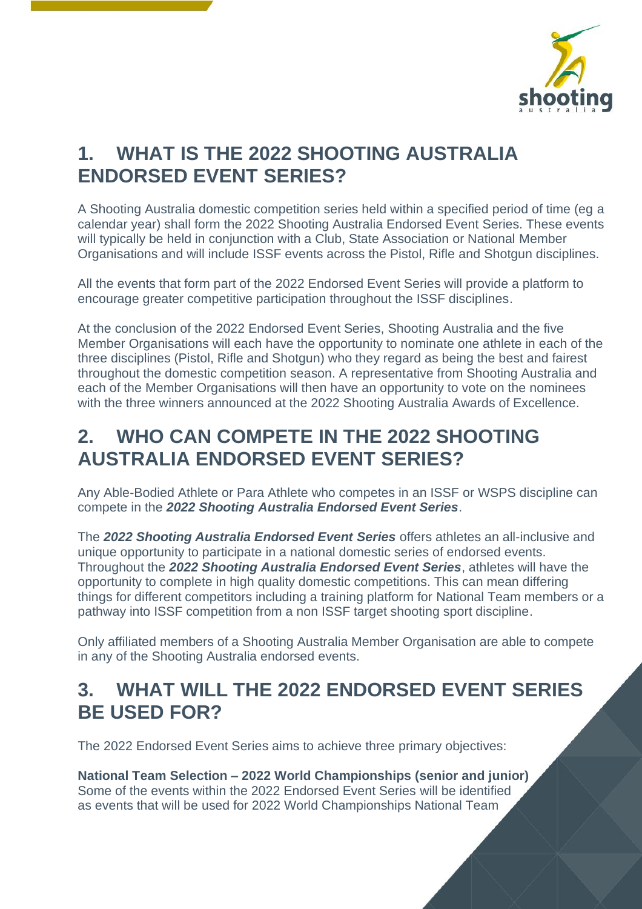## 1. WHAT IS THE 2022 SHOOTING AUSTRALIA ENDORSED EVENT SERIES?

A Shooting Australia domestic competition series held within a specified period of time (eg a calendar year) shall form the 2022 Shooting Australia Endorsed Event Series. These events will typically be held in conjunction with a Club, State Association or National Member Organisations and will include ISSF events across the Pistol, Rifle and Shotgun disciplines.

All the events that form part of the 2022 Endorsed Event Series will provide a platform to encourage greater competitive participation throughout the ISSF disciplines.

At the conclusion of the 2022 Endorsed Event Series, Shooting Australia and the five Member Organisations will each have the opportunity to nominate one athlete in each of the three disciplines (Pistol, Rifle and Shotgun) who they regard as being the best and fairest throughout the domestic competition season. A representative from Shooting Australia and each of the Member Organisations will then have an opportunity to vote on the nominees with the three winners announced at the 2022 Shooting Australia Awards of Excellence.

## 2. WHO CAN COMPETE IN THE 2022 SHOOTING AUSTRALIA ENDORSED EVENT SERIES?

Any Able-Bodied Athlete or Para Athlete who competes in an ISSF or WSPS discipline can compete in the ***2022 Shooting Australia Endorsed Event Series***.

The ***2022 Shooting Australia Endorsed Event Series*** offers athletes an all-inclusive and unique opportunity to participate in a national domestic series of endorsed events. Throughout the ***2022 Shooting Australia Endorsed Event Series***, athletes will have the opportunity to complete in high quality domestic competitions. This can mean differing things for different competitors including a training platform for National Team members or a pathway into ISSF competition from a non ISSF target shooting sport discipline.

Only affiliated members of a Shooting Australia Member Organisation are able to compete in any of the Shooting Australia endorsed events.

## 3. WHAT WILL THE 2022 ENDORSED EVENT SERIES BE USED FOR?

The 2022 Endorsed Event Series aims to achieve three primary objectives:

**National Team Selection – 2022 World Championships (senior and junior)**
Some of the events within the 2022 Endorsed Event Series will be identified as events that will be used for 2022 World Championships National Team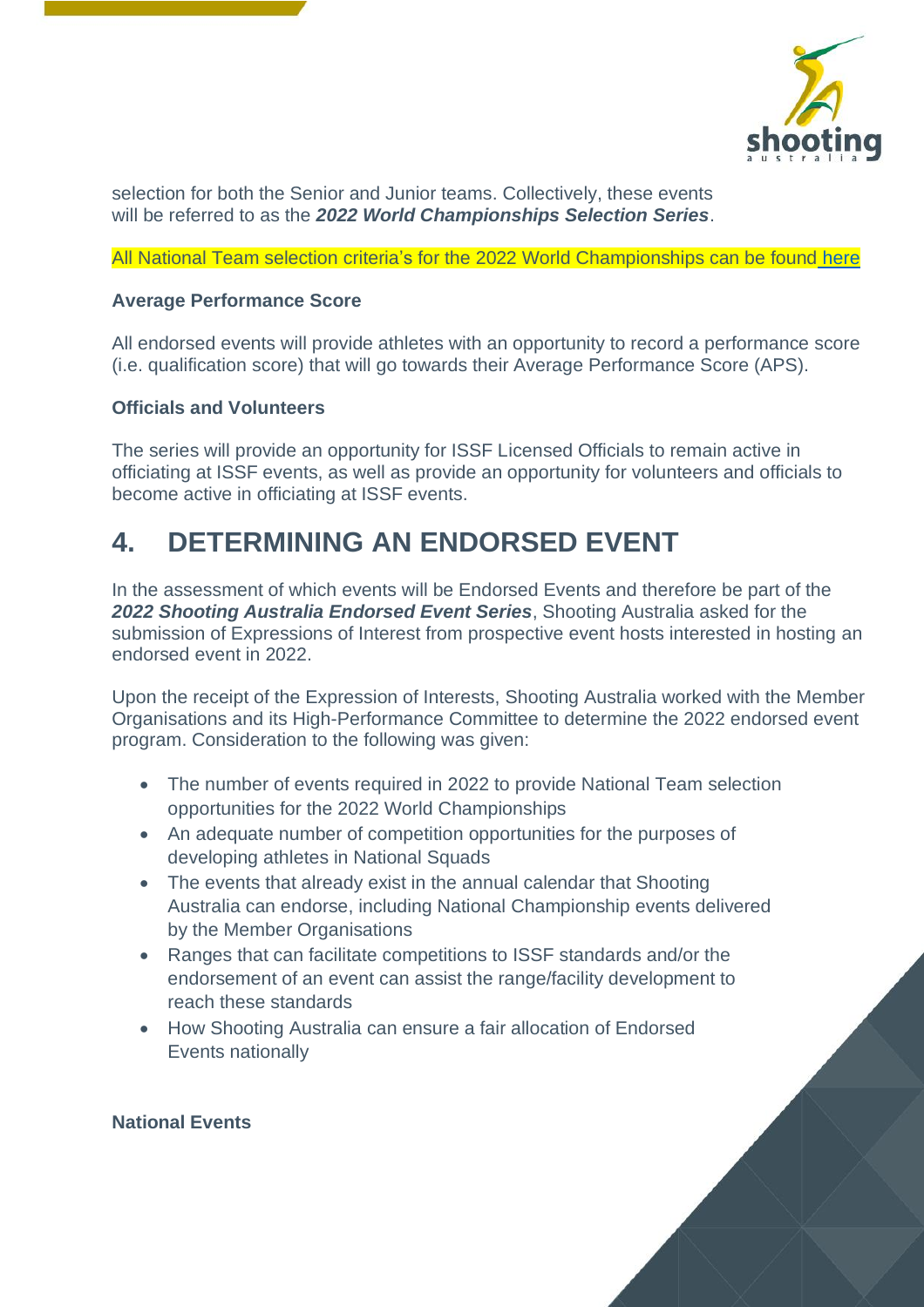selection for both the Senior and Junior teams. Collectively, these events will be referred to as the ***2022 World Championships Selection Series***.

All National Team selection criteria's for the 2022 World Championships can be found here

**Average Performance Score**

All endorsed events will provide athletes with an opportunity to record a performance score (i.e. qualification score) that will go towards their Average Performance Score (APS).

**Officials and Volunteers**

The series will provide an opportunity for ISSF Licensed Officials to remain active in officiating at ISSF events, as well as provide an opportunity for volunteers and officials to become active in officiating at ISSF events.

# 4. DETERMINING AN ENDORSED EVENT

In the assessment of which events will be Endorsed Events and therefore be part of the ***2022 Shooting Australia Endorsed Event Series***, Shooting Australia asked for the submission of Expressions of Interest from prospective event hosts interested in hosting an endorsed event in 2022.

Upon the receipt of the Expression of Interests, Shooting Australia worked with the Member Organisations and its High-Performance Committee to determine the 2022 endorsed event program. Consideration to the following was given:

- The number of events required in 2022 to provide National Team selection opportunities for the 2022 World Championships
- An adequate number of competition opportunities for the purposes of developing athletes in National Squads
- The events that already exist in the annual calendar that Shooting Australia can endorse, including National Championship events delivered by the Member Organisations
- Ranges that can facilitate competitions to ISSF standards and/or the endorsement of an event can assist the range/facility development to reach these standards
- How Shooting Australia can ensure a fair allocation of Endorsed Events nationally

**National Events**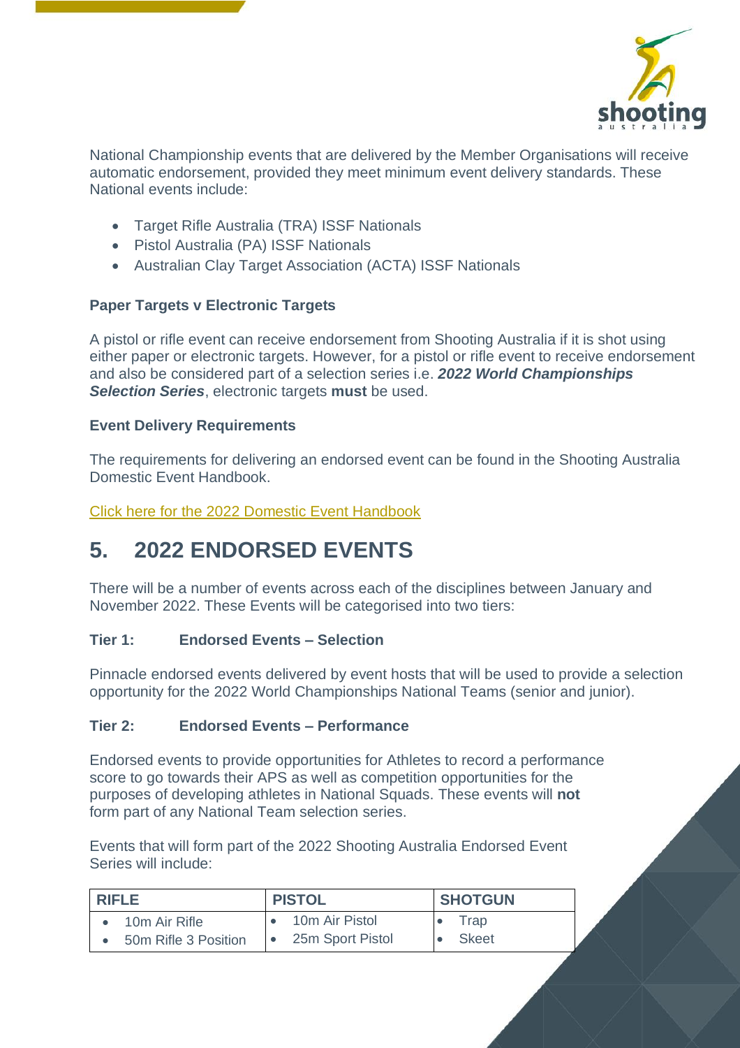National Championship events that are delivered by the Member Organisations will receive automatic endorsement, provided they meet minimum event delivery standards. These National events include:

- Target Rifle Australia (TRA) ISSF Nationals
- Pistol Australia (PA) ISSF Nationals
- Australian Clay Target Association (ACTA) ISSF Nationals

**Paper Targets v Electronic Targets**

A pistol or rifle event can receive endorsement from Shooting Australia if it is shot using either paper or electronic targets. However, for a pistol or rifle event to receive endorsement and also be considered part of a selection series i.e. ***2022 World Championships Selection Series***, electronic targets **must** be used.

**Event Delivery Requirements**

The requirements for delivering an endorsed event can be found in the Shooting Australia Domestic Event Handbook.

Click here for the 2022 Domestic Event Handbook

## 5. 2022 ENDORSED EVENTS

There will be a number of events across each of the disciplines between January and November 2022. These Events will be categorised into two tiers:

**Tier 1: Endorsed Events – Selection**

Pinnacle endorsed events delivered by event hosts that will be used to provide a selection opportunity for the 2022 World Championships National Teams (senior and junior).

**Tier 2: Endorsed Events – Performance**

Endorsed events to provide opportunities for Athletes to record a performance score to go towards their APS as well as competition opportunities for the purposes of developing athletes in National Squads. These events will **not** form part of any National Team selection series.

Events that will form part of the 2022 Shooting Australia Endorsed Event Series will include:

| RIFLE | PISTOL | SHOTGUN |
|---|---|---|
| • 10m Air Rifle<br>• 50m Rifle 3 Position | • 10m Air Pistol<br>• 25m Sport Pistol | • Trap<br>• Skeet |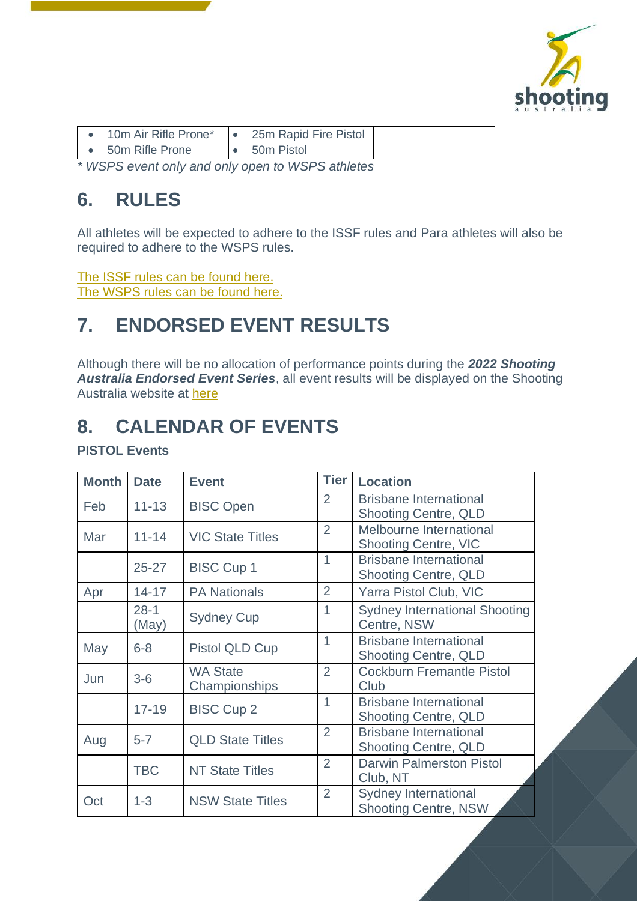| • 10m Air Rifle Prone* | • 25m Rapid Fire Pistol | |
|---|---|---|
| • 50m Rifle Prone | • 50m Pistol | |

*\* WSPS event only and only open to WSPS athletes*

## 6. RULES

All athletes will be expected to adhere to the ISSF rules and Para athletes will also be required to adhere to the WSPS rules.

The ISSF rules can be found here.
The WSPS rules can be found here.

## 7. ENDORSED EVENT RESULTS

Although there will be no allocation of performance points during the ***2022 Shooting Australia Endorsed Event Series***, all event results will be displayed on the Shooting Australia website at here

## 8. CALENDAR OF EVENTS

**PISTOL Events**

| Month | Date | Event | Tier | Location |
|---|---|---|---|---|
| Feb | 11-13 | BISC Open | 2 | Brisbane International Shooting Centre, QLD |
| Mar | 11-14 | VIC State Titles | 2 | Melbourne International Shooting Centre, VIC |
| | 25-27 | BISC Cup 1 | 1 | Brisbane International Shooting Centre, QLD |
| Apr | 14-17 | PA Nationals | 2 | Yarra Pistol Club, VIC |
| | 28-1 (May) | Sydney Cup | 1 | Sydney International Shooting Centre, NSW |
| May | 6-8 | Pistol QLD Cup | 1 | Brisbane International Shooting Centre, QLD |
| Jun | 3-6 | WA State Championships | 2 | Cockburn Fremantle Pistol Club |
| | 17-19 | BISC Cup 2 | 1 | Brisbane International Shooting Centre, QLD |
| Aug | 5-7 | QLD State Titles | 2 | Brisbane International Shooting Centre, QLD |
| | TBC | NT State Titles | 2 | Darwin Palmerston Pistol Club, NT |
| Oct | 1-3 | NSW State Titles | 2 | Sydney International Shooting Centre, NSW |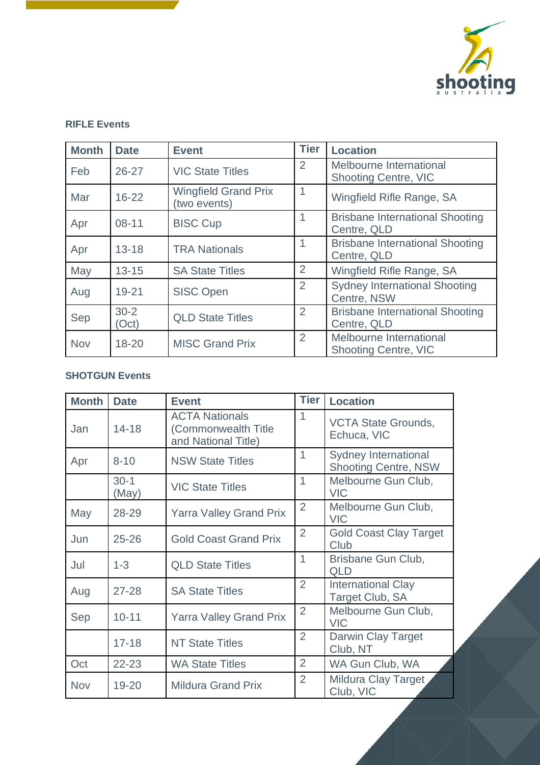**RIFLE Events**

| Month | Date | Event | Tier | Location |
| --- | --- | --- | --- | --- |
| Feb | 26-27 | VIC State Titles | 2 | Melbourne International Shooting Centre, VIC |
| Mar | 16-22 | Wingfield Grand Prix (two events) | 1 | Wingfield Rifle Range, SA |
| Apr | 08-11 | BISC Cup | 1 | Brisbane International Shooting Centre, QLD |
| Apr | 13-18 | TRA Nationals | 1 | Brisbane International Shooting Centre, QLD |
| May | 13-15 | SA State Titles | 2 | Wingfield Rifle Range, SA |
| Aug | 19-21 | SISC Open | 2 | Sydney International Shooting Centre, NSW |
| Sep | 30-2 (Oct) | QLD State Titles | 2 | Brisbane International Shooting Centre, QLD |
| Nov | 18-20 | MISC Grand Prix | 2 | Melbourne International Shooting Centre, VIC |

**SHOTGUN Events**

| Month | Date | Event | Tier | Location |
| --- | --- | --- | --- | --- |
| Jan | 14-18 | ACTA Nationals (Commonwealth Title and National Title) | 1 | VCTA State Grounds, Echuca, VIC |
| Apr | 8-10 | NSW State Titles | 1 | Sydney International Shooting Centre, NSW |
| | 30-1 (May) | VIC State Titles | 1 | Melbourne Gun Club, VIC |
| May | 28-29 | Yarra Valley Grand Prix | 2 | Melbourne Gun Club, VIC |
| Jun | 25-26 | Gold Coast Grand Prix | 2 | Gold Coast Clay Target Club |
| Jul | 1-3 | QLD State Titles | 1 | Brisbane Gun Club, QLD |
| Aug | 27-28 | SA State Titles | 2 | International Clay Target Club, SA |
| Sep | 10-11 | Yarra Valley Grand Prix | 2 | Melbourne Gun Club, VIC |
| | 17-18 | NT State Titles | 2 | Darwin Clay Target Club, NT |
| Oct | 22-23 | WA State Titles | 2 | WA Gun Club, WA |
| Nov | 19-20 | Mildura Grand Prix | 2 | Mildura Clay Target Club, VIC |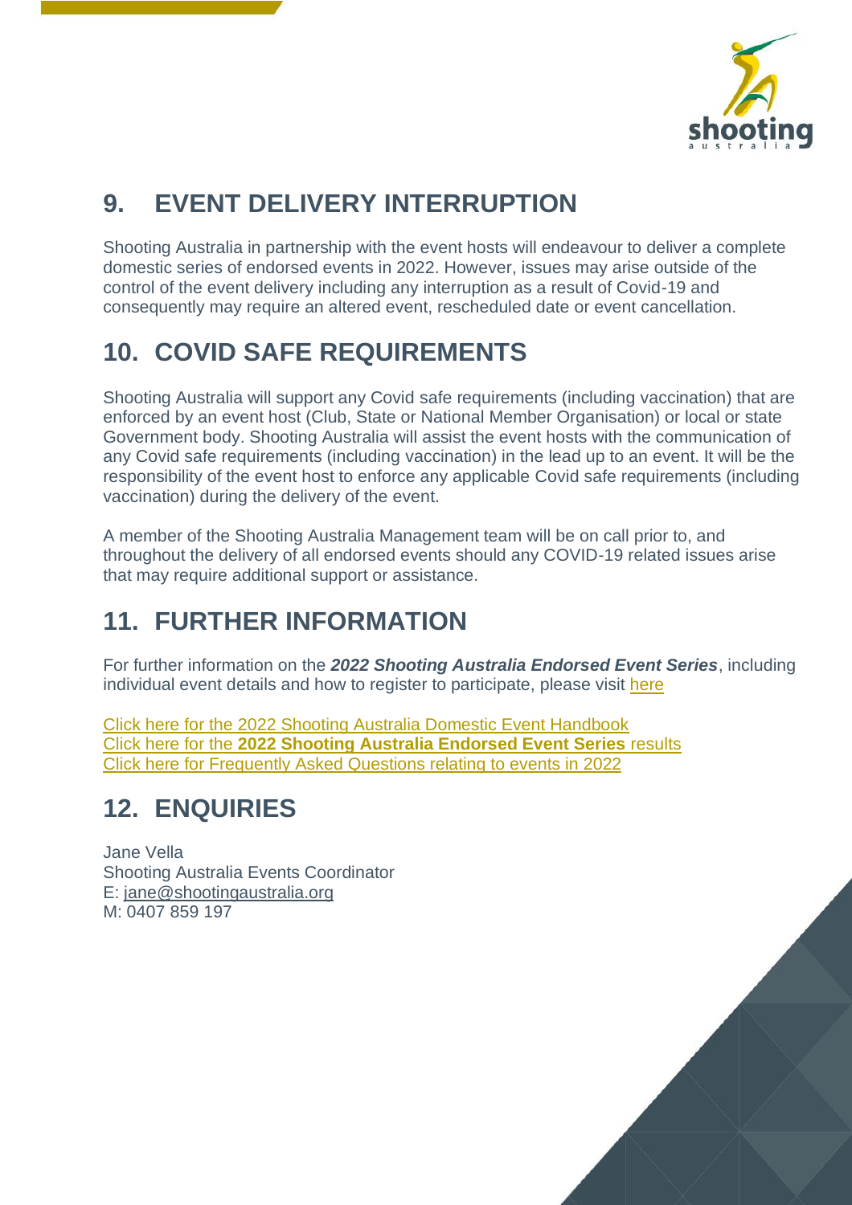## 9. EVENT DELIVERY INTERRUPTION

Shooting Australia in partnership with the event hosts will endeavour to deliver a complete domestic series of endorsed events in 2022. However, issues may arise outside of the control of the event delivery including any interruption as a result of Covid-19 and consequently may require an altered event, rescheduled date or event cancellation.

## 10. COVID SAFE REQUIREMENTS

Shooting Australia will support any Covid safe requirements (including vaccination) that are enforced by an event host (Club, State or National Member Organisation) or local or state Government body. Shooting Australia will assist the event hosts with the communication of any Covid safe requirements (including vaccination) in the lead up to an event. It will be the responsibility of the event host to enforce any applicable Covid safe requirements (including vaccination) during the delivery of the event.

A member of the Shooting Australia Management team will be on call prior to, and throughout the delivery of all endorsed events should any COVID-19 related issues arise that may require additional support or assistance.

## 11. FURTHER INFORMATION

For further information on the ***2022 Shooting Australia Endorsed Event Series***, including individual event details and how to register to participate, please visit here

Click here for the 2022 Shooting Australia Domestic Event Handbook
Click here for the **2022 Shooting Australia Endorsed Event Series** results
Click here for Frequently Asked Questions relating to events in 2022

## 12. ENQUIRIES

Jane Vella
Shooting Australia Events Coordinator
E: jane@shootingaustralia.org
M: 0407 859 197